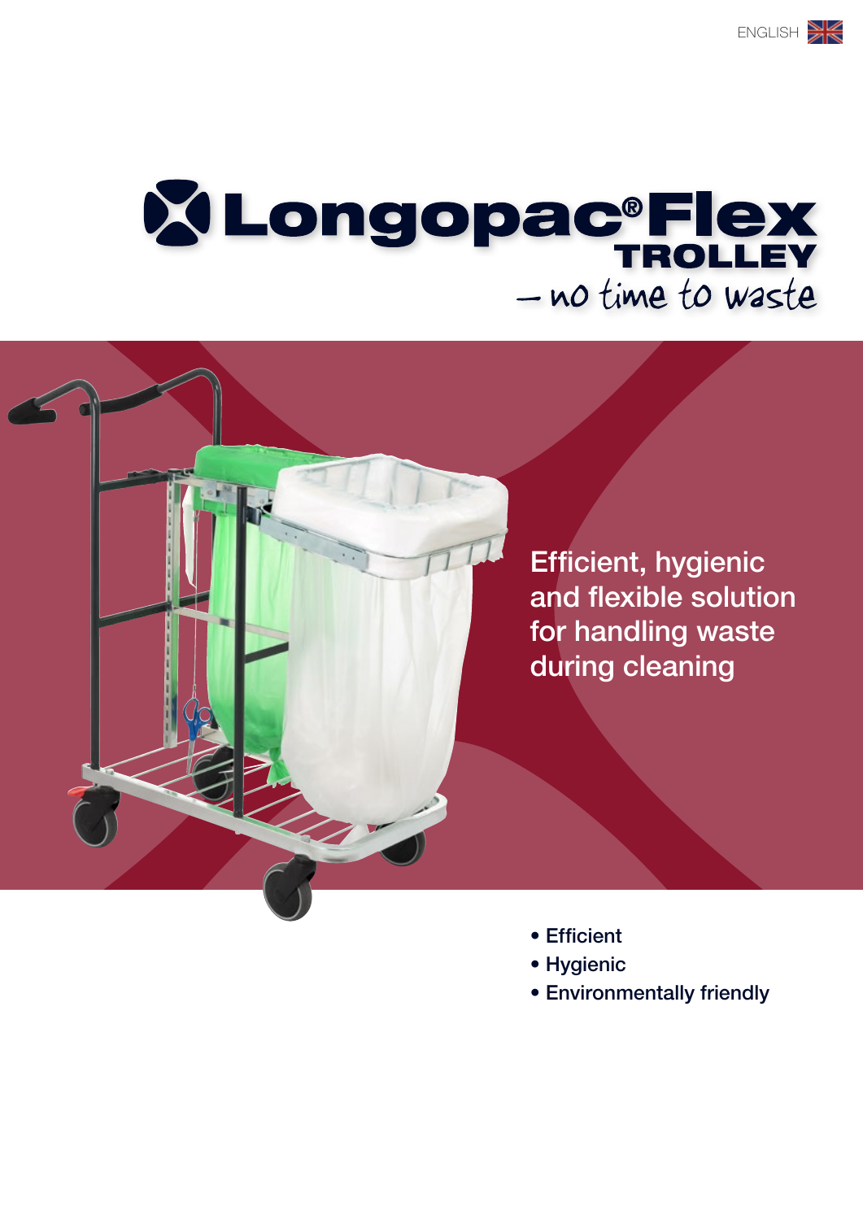ENGLISH

# Longopac® Flex TROLLEY

– no time to waste

Efficient, hygienic and flexible solution for handling waste during cleaning

- Efficient
- Hygienic
- Environmentally friendly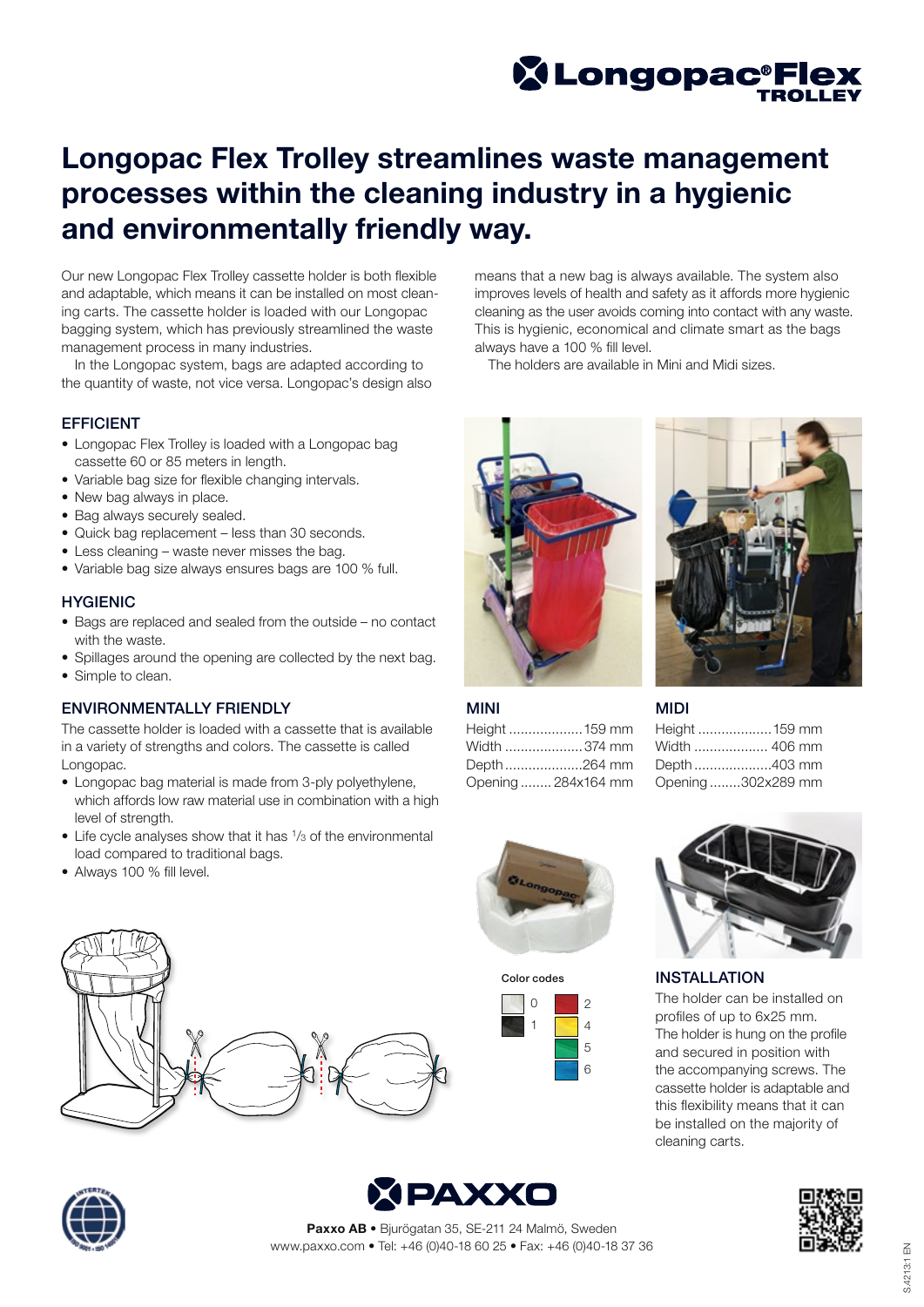# Longopac Flex Trolley streamlines waste management processes within the cleaning industry in a hygienic and environmentally friendly way.

Our new Longopac Flex Trolley cassette holder is both flexible and adaptable, which means it can be installed on most cleaning carts. The cassette holder is loaded with our Longopac bagging system, which has previously streamlined the waste management process in many industries.

In the Longopac system, bags are adapted according to the quantity of waste, not vice versa. Longopac's design also means that a new bag is always available. The system also improves levels of health and safety as it affords more hygienic cleaning as the user avoids coming into contact with any waste. This is hygienic, economical and climate smart as the bags always have a 100 % fill level.

The holders are available in Mini and Midi sizes.

## EFFICIENT

- Longopac Flex Trolley is loaded with a Longopac bag cassette 60 or 85 meters in length.
- Variable bag size for flexible changing intervals.
- New bag always in place.
- Bag always securely sealed.
- Quick bag replacement – less than 30 seconds.
- Less cleaning – waste never misses the bag.
- Variable bag size always ensures bags are 100 % full.

## HYGIENIC

- Bags are replaced and sealed from the outside – no contact with the waste.
- Spillages around the opening are collected by the next bag.
- Simple to clean.

## ENVIRONMENTALLY FRIENDLY

The cassette holder is loaded with a cassette that is available in a variety of strengths and colors. The cassette is called Longopac.

- Longopac bag material is made from 3-ply polyethylene, which affords low raw material use in combination with a high level of strength.
- Life cycle analyses show that it has 1/3 of the environmental load compared to traditional bags.
- Always 100 % fill level.

## MINI

| | |
|---|---|
| Height | 159 mm |
| Width | 374 mm |
| Depth | 264 mm |
| Opening | 284x164 mm |

## MIDI

| | |
|---|---|
| Height | 159 mm |
| Width | 406 mm |
| Depth | 403 mm |
| Opening | 302x289 mm |

Color codes

0 1 2 4 5 6

## INSTALLATION

The holder can be installed on profiles of up to 6x25 mm. The holder is hung on the profile and secured in position with the accompanying screws. The cassette holder is adaptable and this flexibility means that it can be installed on the majority of cleaning carts.

**Paxxo AB** • Bjurögatan 35, SE-211 24 Malmö, Sweden
www.paxxo.com • Tel: +46 (0)40-18 60 25 • Fax: +46 (0)40-18 37 36

S.4213:1 EN